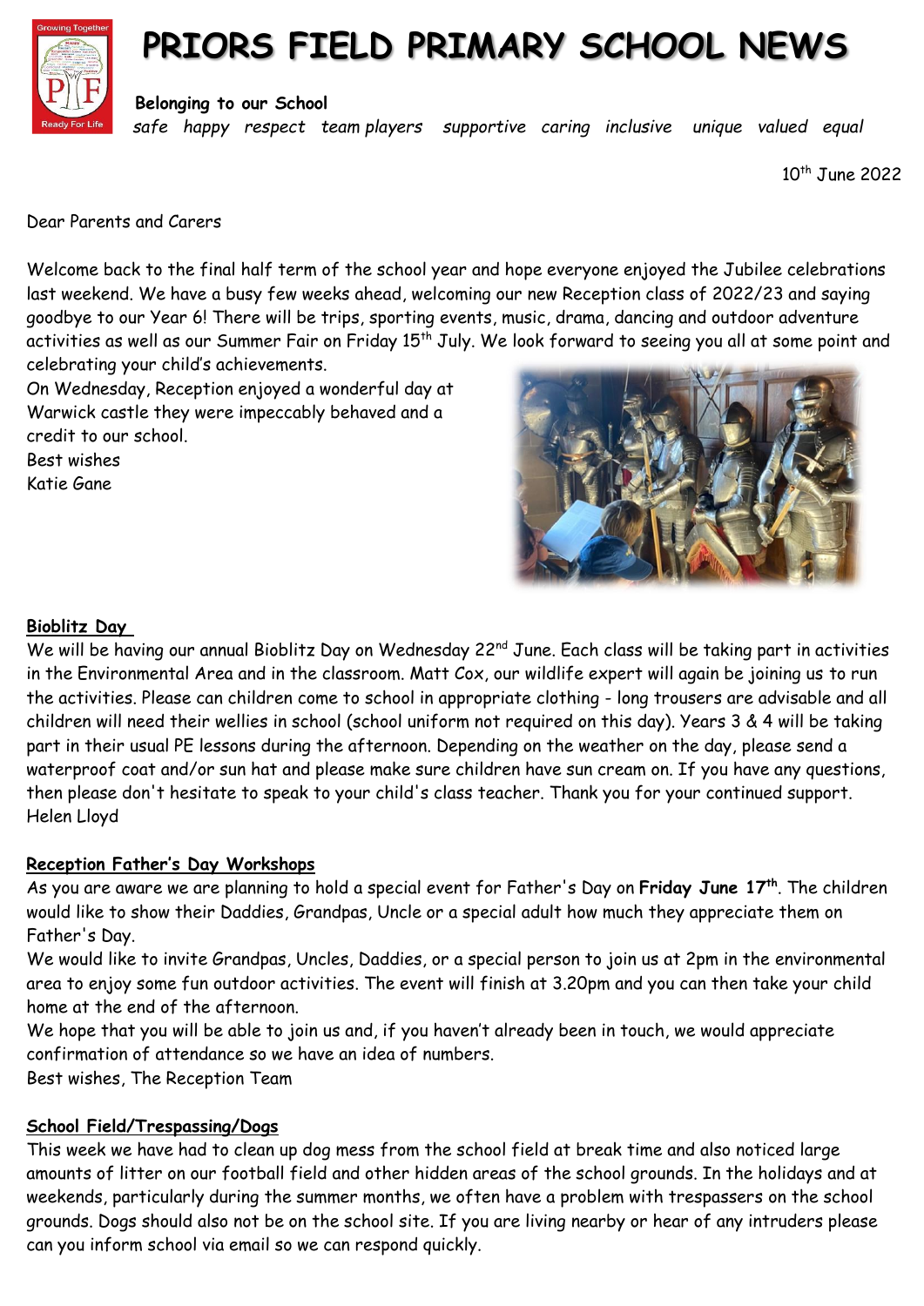# PRIORS FIELD PRIMARY SCHOOL NEWS

**Belonging to our School**

*safe happy respect team players supportive caring inclusive unique valued equal*

10th June 2022

Dear Parents and Carers

Welcome back to the final half term of the school year and hope everyone enjoyed the Jubilee celebrations last weekend. We have a busy few weeks ahead, welcoming our new Reception class of 2022/23 and saying goodbye to our Year 6! There will be trips, sporting events, music, drama, dancing and outdoor adventure activities as well as our Summer Fair on Friday 15th July. We look forward to seeing you all at some point and celebrating your child's achievements.

On Wednesday, Reception enjoyed a wonderful day at Warwick castle they were impeccably behaved and a credit to our school.

Best wishes

Katie Gane

## Bioblitz Day

We will be having our annual Bioblitz Day on Wednesday 22nd June. Each class will be taking part in activities in the Environmental Area and in the classroom. Matt Cox, our wildlife expert will again be joining us to run the activities. Please can children come to school in appropriate clothing - long trousers are advisable and all children will need their wellies in school (school uniform not required on this day). Years 3 & 4 will be taking part in their usual PE lessons during the afternoon. Depending on the weather on the day, please send a waterproof coat and/or sun hat and please make sure children have sun cream on. If you have any questions, then please don't hesitate to speak to your child's class teacher. Thank you for your continued support.

Helen Lloyd

## Reception Father's Day Workshops

As you are aware we are planning to hold a special event for Father's Day on **Friday June 17th**. The children would like to show their Daddies, Grandpas, Uncle or a special adult how much they appreciate them on Father's Day.

We would like to invite Grandpas, Uncles, Daddies, or a special person to join us at 2pm in the environmental area to enjoy some fun outdoor activities. The event will finish at 3.20pm and you can then take your child home at the end of the afternoon.

We hope that you will be able to join us and, if you haven't already been in touch, we would appreciate confirmation of attendance so we have an idea of numbers.

Best wishes, The Reception Team

## School Field/Trespassing/Dogs

This week we have had to clean up dog mess from the school field at break time and also noticed large amounts of litter on our football field and other hidden areas of the school grounds. In the holidays and at weekends, particularly during the summer months, we often have a problem with trespassers on the school grounds. Dogs should also not be on the school site. If you are living nearby or hear of any intruders please can you inform school via email so we can respond quickly.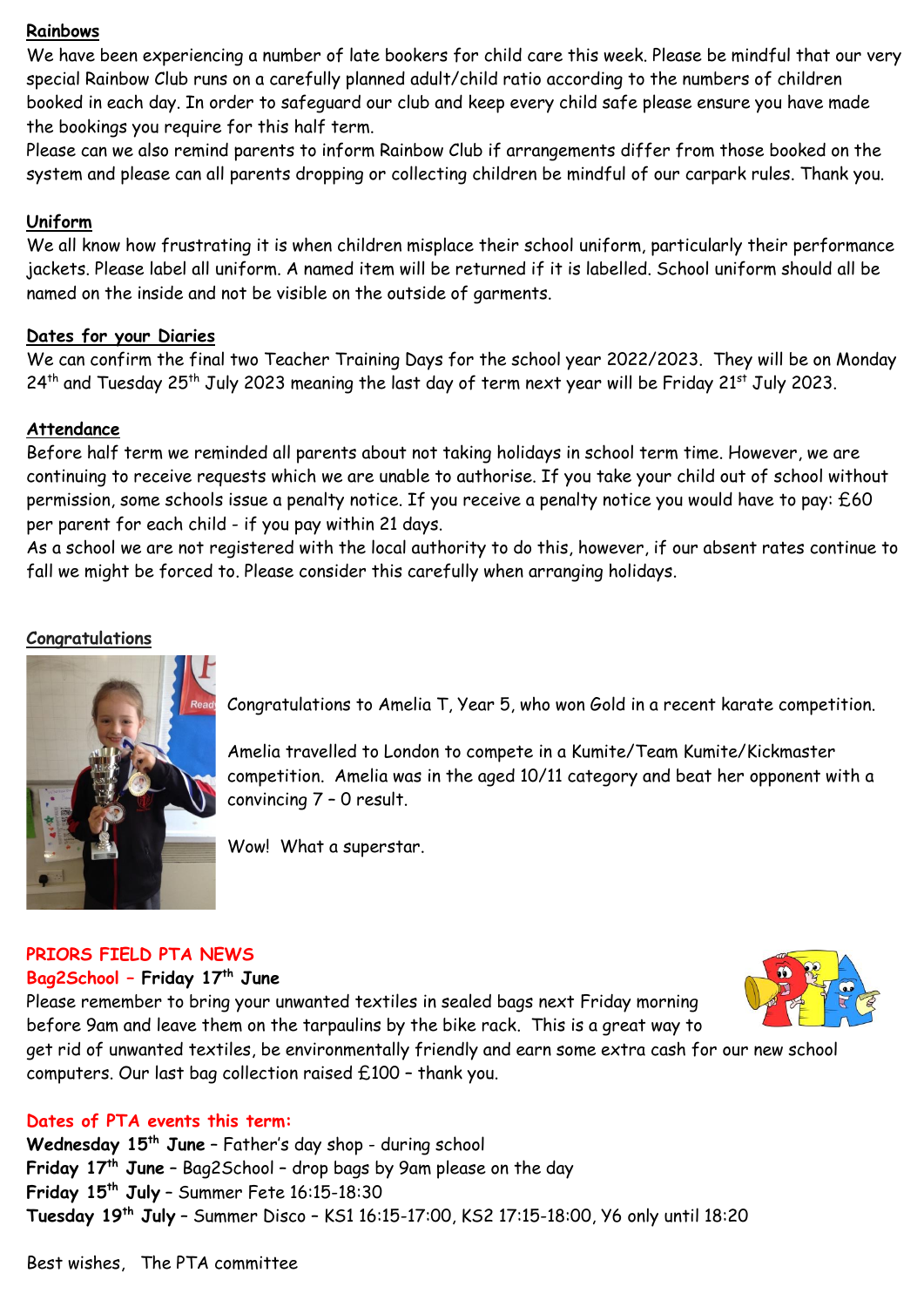## Rainbows

We have been experiencing a number of late bookers for child care this week. Please be mindful that our very special Rainbow Club runs on a carefully planned adult/child ratio according to the numbers of children booked in each day. In order to safeguard our club and keep every child safe please ensure you have made the bookings you require for this half term.

Please can we also remind parents to inform Rainbow Club if arrangements differ from those booked on the system and please can all parents dropping or collecting children be mindful of our carpark rules. Thank you.

## Uniform

We all know how frustrating it is when children misplace their school uniform, particularly their performance jackets. Please label all uniform. A named item will be returned if it is labelled. School uniform should all be named on the inside and not be visible on the outside of garments.

## Dates for your Diaries

We can confirm the final two Teacher Training Days for the school year 2022/2023. They will be on Monday 24th and Tuesday 25th July 2023 meaning the last day of term next year will be Friday 21st July 2023.

## Attendance

Before half term we reminded all parents about not taking holidays in school term time. However, we are continuing to receive requests which we are unable to authorise. If you take your child out of school without permission, some schools issue a penalty notice. If you receive a penalty notice you would have to pay: £60 per parent for each child - if you pay within 21 days.

As a school we are not registered with the local authority to do this, however, if our absent rates continue to fall we might be forced to. Please consider this carefully when arranging holidays.

## Congratulations

Congratulations to Amelia T, Year 5, who won Gold in a recent karate competition.

Amelia travelled to London to compete in a Kumite/Team Kumite/Kickmaster competition. Amelia was in the aged 10/11 category and beat her opponent with a convincing 7 – 0 result.

Wow! What a superstar.

## PRIORS FIELD PTA NEWS

### Bag2School – Friday 17th June

Please remember to bring your unwanted textiles in sealed bags next Friday morning before 9am and leave them on the tarpaulins by the bike rack. This is a great way to get rid of unwanted textiles, be environmentally friendly and earn some extra cash for our new school computers. Our last bag collection raised £100 – thank you.

### Dates of PTA events this term:

**Wednesday 15th June** – Father's day shop - during school
**Friday 17th June** – Bag2School – drop bags by 9am please on the day
**Friday 15th July** – Summer Fete 16:15-18:30
**Tuesday 19th July** – Summer Disco – KS1 16:15-17:00, KS2 17:15-18:00, Y6 only until 18:20

Best wishes, The PTA committee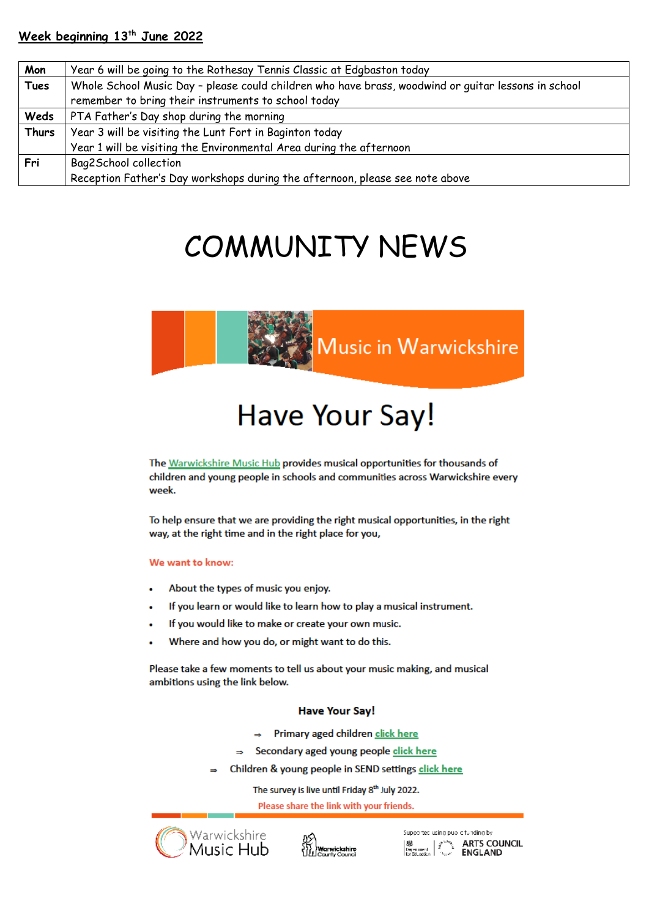**Week beginning 13th June 2022**

| | |
|---|---|
| **Mon** | Year 6 will be going to the Rothesay Tennis Classic at Edgbaston today |
| **Tues** | Whole School Music Day – please could children who have brass, woodwind or guitar lessons in school remember to bring their instruments to school today |
| **Weds** | PTA Father's Day shop during the morning |
| **Thurs** | Year 3 will be visiting the Lunt Fort in Baginton today<br>Year 1 will be visiting the Environmental Area during the afternoon |
| **Fri** | Bag2School collection<br>Reception Father's Day workshops during the afternoon, please see note above |

# COMMUNITY NEWS

Music in Warwickshire

## Have Your Say!

The Warwickshire Music Hub provides musical opportunities for thousands of children and young people in schools and communities across Warwickshire every week.

To help ensure that we are providing the right musical opportunities, in the right way, at the right time and in the right place for you,

**We want to know:**

- About the types of music you enjoy.
- If you learn or would like to learn how to play a musical instrument.
- If you would like to make or create your own music.
- Where and how you do, or might want to do this.

Please take a few moments to tell us about your music making, and musical ambitions using the link below.

**Have Your Say!**

⇒ Primary aged children click here

⇒ Secondary aged young people click here

⇒ Children & young people in SEND settings click here

The survey is live until Friday 8th July 2022.

Please share the link with your friends.

Warwickshire Music Hub

Warwickshire County Council

Supported using public funding by Department for Education | ARTS COUNCIL ENGLAND